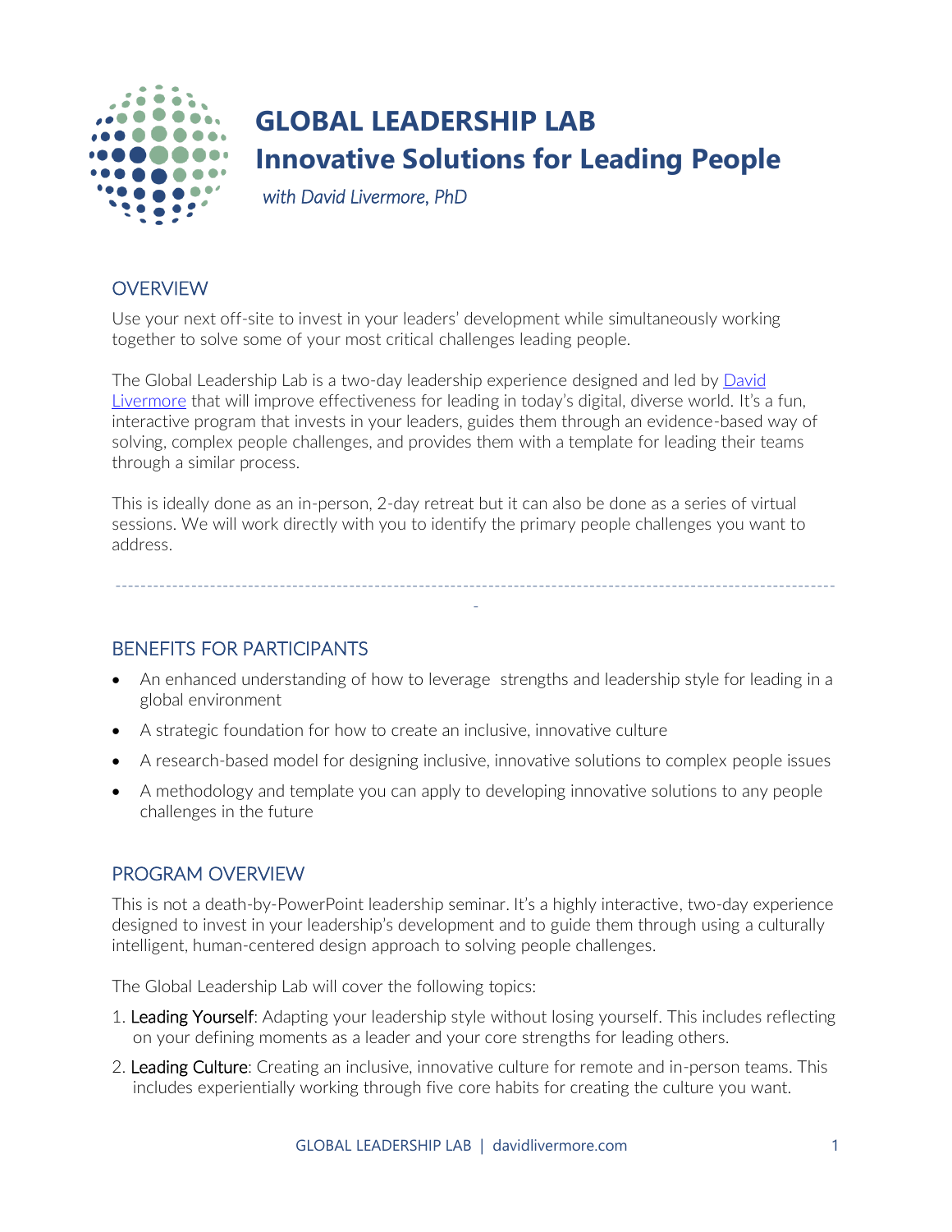# GLOBAL LEADERSHIP LAB
# Innovative Solutions for Leading People

*with David Livermore, PhD*

## OVERVIEW

Use your next off-site to invest in your leaders' development while simultaneously working together to solve some of your most critical challenges leading people.

The Global Leadership Lab is a two-day leadership experience designed and led by David Livermore that will improve effectiveness for leading in today's digital, diverse world. It's a fun, interactive program that invests in your leaders, guides them through an evidence-based way of solving, complex people challenges, and provides them with a template for leading their teams through a similar process.

This is ideally done as an in-person, 2-day retreat but it can also be done as a series of virtual sessions. We will work directly with you to identify the primary people challenges you want to address.

---

## BENEFITS FOR PARTICIPANTS

- An enhanced understanding of how to leverage strengths and leadership style for leading in a global environment
- A strategic foundation for how to create an inclusive, innovative culture
- A research-based model for designing inclusive, innovative solutions to complex people issues
- A methodology and template you can apply to developing innovative solutions to any people challenges in the future

## PROGRAM OVERVIEW

This is not a death-by-PowerPoint leadership seminar. It's a highly interactive, two-day experience designed to invest in your leadership's development and to guide them through using a culturally intelligent, human-centered design approach to solving people challenges.

The Global Leadership Lab will cover the following topics:

1. Leading Yourself: Adapting your leadership style without losing yourself. This includes reflecting on your defining moments as a leader and your core strengths for leading others.
2. Leading Culture: Creating an inclusive, innovative culture for remote and in-person teams. This includes experientially working through five core habits for creating the culture you want.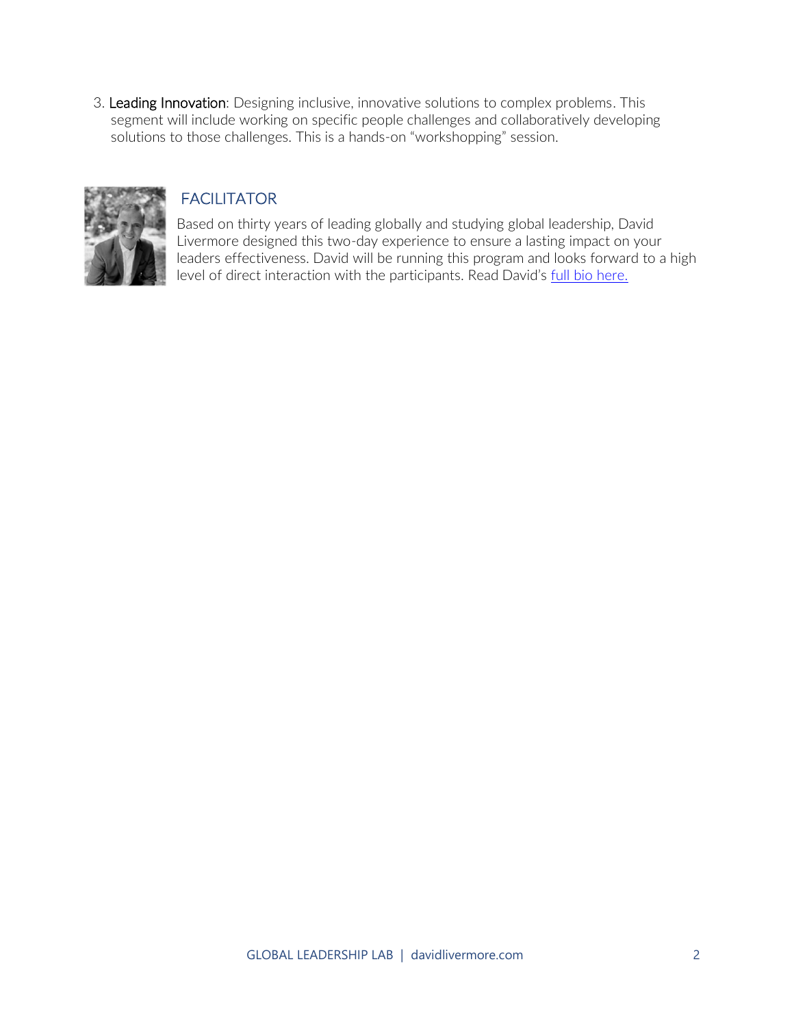3. **Leading Innovation**: Designing inclusive, innovative solutions to complex problems. This segment will include working on specific people challenges and collaboratively developing solutions to those challenges. This is a hands-on "workshopping" session.

## FACILITATOR

Based on thirty years of leading globally and studying global leadership, David Livermore designed this two-day experience to ensure a lasting impact on your leaders effectiveness. David will be running this program and looks forward to a high level of direct interaction with the participants. Read David's full bio here.